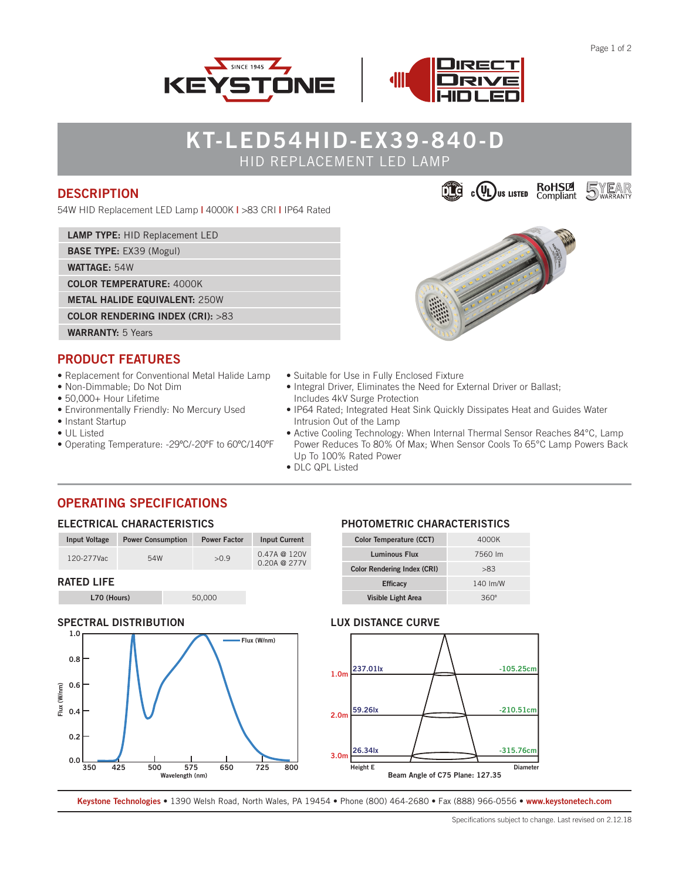# KT-LED54HID-EX39-840-D

HID REPLACEMENT LED LAMP

## DESCRIPTION

54W HID Replacement LED Lamp | 4000K | >83 CRI | IP64 Rated

| | |
|---|---|
| **LAMP TYPE:** HID Replacement LED | |
| **BASE TYPE:** EX39 (Mogul) | |
| **WATTAGE:** 54W | |
| **COLOR TEMPERATURE:** 4000K | |
| **METAL HALIDE EQUIVALENT:** 250W | |
| **COLOR RENDERING INDEX (CRI):** >83 | |
| **WARRANTY:** 5 Years | |

## PRODUCT FEATURES

- Replacement for Conventional Metal Halide Lamp
- Non-Dimmable; Do Not Dim
- 50,000+ Hour Lifetime
- Environmentally Friendly: No Mercury Used
- Instant Startup
- UL Listed
- Operating Temperature: -29ºC/-20ºF to 60ºC/140ºF
- Suitable for Use in Fully Enclosed Fixture
- Integral Driver, Eliminates the Need for External Driver or Ballast; Includes 4kV Surge Protection
- IP64 Rated; Integrated Heat Sink Quickly Dissipates Heat and Guides Water Intrusion Out of the Lamp
- Active Cooling Technology: When Internal Thermal Sensor Reaches 84°C, Lamp Power Reduces To 80% Of Max; When Sensor Cools To 65°C Lamp Powers Back Up To 100% Rated Power
- DLC QPL Listed

## OPERATING SPECIFICATIONS

### ELECTRICAL CHARACTERISTICS

| Input Voltage | Power Consumption | Power Factor | Input Current |
|---|---|---|---|
| 120-277Vac | 54W | >0.9 | 0.47A @ 120V<br>0.20A @ 277V |

### RATED LIFE

| L70 (Hours) | 50,000 |
|---|---|

### PHOTOMETRIC CHARACTERISTICS

| Color Temperature (CCT) | 4000K |
|---|---|
| Luminous Flux | 7560 lm |
| Color Rendering Index (CRI) | >83 |
| Efficacy | 140 lm/W |
| Visible Light Area | 360° |

### SPECTRAL DISTRIBUTION

### LUX DISTANCE CURVE

| Height | Height E | Diameter |
|---|---|---|
| 1.0m | 237.01lx | -105.25cm |
| 2.0m | 59.26lx | -210.51cm |
| 3.0m | 26.34lx | -315.76cm |

Beam Angle of C75 Plane: 127.35

**Keystone Technologies** • 1390 Welsh Road, North Wales, PA 19454 • Phone (800) 464-2680 • Fax (888) 966-0556 • **www.keystonetech.com**

Specifications subject to change. Last revised on 2.12.18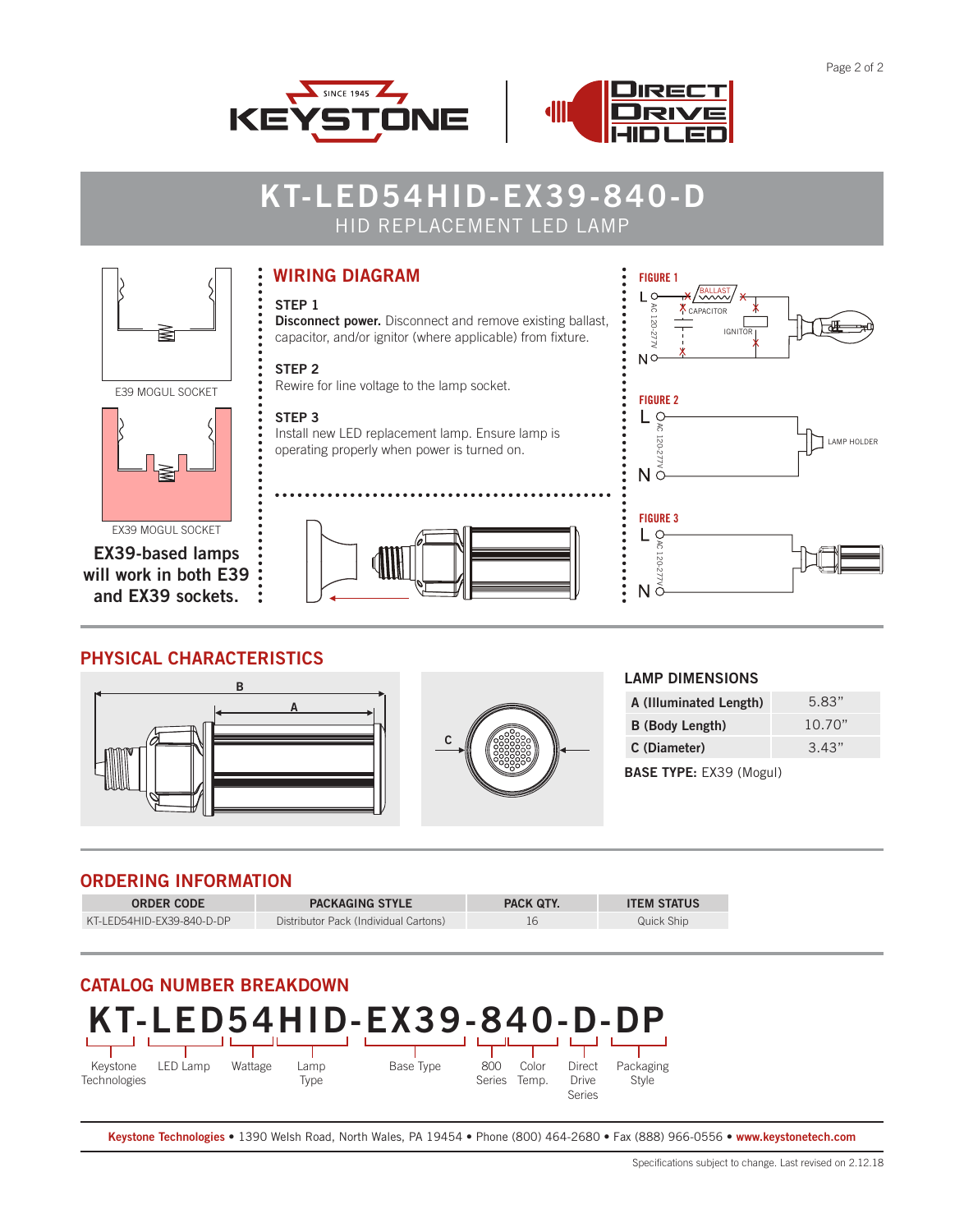# KT-LED54HID-EX39-840-D

HID REPLACEMENT LED LAMP

E39 MOGUL SOCKET

EX39 MOGUL SOCKET

**EX39-based lamps will work in both E39 and EX39 sockets.**

## WIRING DIAGRAM

**STEP 1**
**Disconnect power.** Disconnect and remove existing ballast, capacitor, and/or ignitor (where applicable) from fixture.

**STEP 2**
Rewire for line voltage to the lamp socket.

**STEP 3**
Install new LED replacement lamp. Ensure lamp is operating properly when power is turned on.

**FIGURE 1**

L
N
AC 120-277V
BALLAST
CAPACITOR
IGNITOR

**FIGURE 2**

L
N
AC 120-277V
LAMP HOLDER

**FIGURE 3**

L
N
AC 120-277V

## PHYSICAL CHARACTERISTICS

B
A
C

### LAMP DIMENSIONS

| | |
|---|---|
| **A (Illuminated Length)** | 5.83" |
| **B (Body Length)** | 10.70" |
| **C (Diameter)** | 3.43" |

**BASE TYPE:** EX39 (Mogul)

## ORDERING INFORMATION

| ORDER CODE | PACKAGING STYLE | PACK QTY. | ITEM STATUS |
|---|---|---|---|
| KT-LED54HID-EX39-840-D-DP | Distributor Pack (Individual Cartons) | 16 | Quick Ship |

## CATALOG NUMBER BREAKDOWN

**KT-LED54HID-EX39-840-D-DP**

- KT: Keystone Technologies
- LED: LED Lamp
- 54: Wattage
- HID: Lamp Type
- EX39: Base Type
- 8: 800 Series
- 40: Color Temp.
- D: Direct Drive Series
- DP: Packaging Style

**Keystone Technologies** • 1390 Welsh Road, North Wales, PA 19454 • Phone (800) 464-2680 • Fax (888) 966-0556 • **www.keystonetech.com**

Specifications subject to change. Last revised on 2.12.18